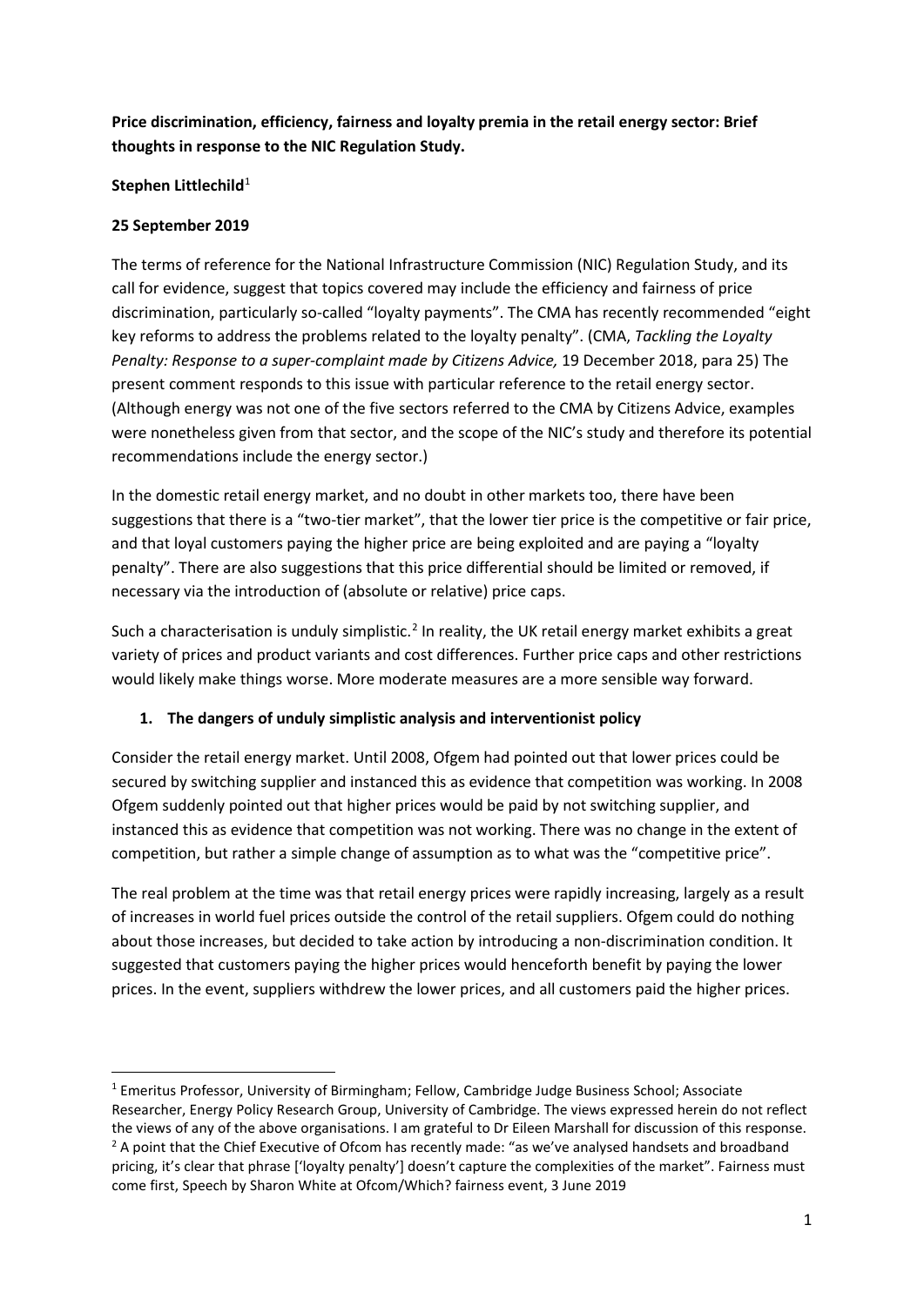**Price discrimination, efficiency, fairness and loyalty premia in the retail energy sector: Brief thoughts in response to the NIC Regulation Study.**

**Stephen Littlechild**[1]

**25 September 2019**

The terms of reference for the National Infrastructure Commission (NIC) Regulation Study, and its call for evidence, suggest that topics covered may include the efficiency and fairness of price discrimination, particularly so-called "loyalty payments". The CMA has recently recommended "eight key reforms to address the problems related to the loyalty penalty". (CMA, *Tackling the Loyalty Penalty: Response to a super-complaint made by Citizens Advice,* 19 December 2018, para 25) The present comment responds to this issue with particular reference to the retail energy sector. (Although energy was not one of the five sectors referred to the CMA by Citizens Advice, examples were nonetheless given from that sector, and the scope of the NIC's study and therefore its potential recommendations include the energy sector.)

In the domestic retail energy market, and no doubt in other markets too, there have been suggestions that there is a "two-tier market", that the lower tier price is the competitive or fair price, and that loyal customers paying the higher price are being exploited and are paying a "loyalty penalty". There are also suggestions that this price differential should be limited or removed, if necessary via the introduction of (absolute or relative) price caps.

Such a characterisation is unduly simplistic.[2] In reality, the UK retail energy market exhibits a great variety of prices and product variants and cost differences. Further price caps and other restrictions would likely make things worse. More moderate measures are a more sensible way forward.

## 1. The dangers of unduly simplistic analysis and interventionist policy

Consider the retail energy market. Until 2008, Ofgem had pointed out that lower prices could be secured by switching supplier and instanced this as evidence that competition was working. In 2008 Ofgem suddenly pointed out that higher prices would be paid by not switching supplier, and instanced this as evidence that competition was not working. There was no change in the extent of competition, but rather a simple change of assumption as to what was the "competitive price".

The real problem at the time was that retail energy prices were rapidly increasing, largely as a result of increases in world fuel prices outside the control of the retail suppliers. Ofgem could do nothing about those increases, but decided to take action by introducing a non-discrimination condition. It suggested that customers paying the higher prices would henceforth benefit by paying the lower prices. In the event, suppliers withdrew the lower prices, and all customers paid the higher prices.

---

[1] Emeritus Professor, University of Birmingham; Fellow, Cambridge Judge Business School; Associate Researcher, Energy Policy Research Group, University of Cambridge. The views expressed herein do not reflect the views of any of the above organisations. I am grateful to Dr Eileen Marshall for discussion of this response.

[2] A point that the Chief Executive of Ofcom has recently made: "as we've analysed handsets and broadband pricing, it's clear that phrase ['loyalty penalty'] doesn't capture the complexities of the market". Fairness must come first, Speech by Sharon White at Ofcom/Which? fairness event, 3 June 2019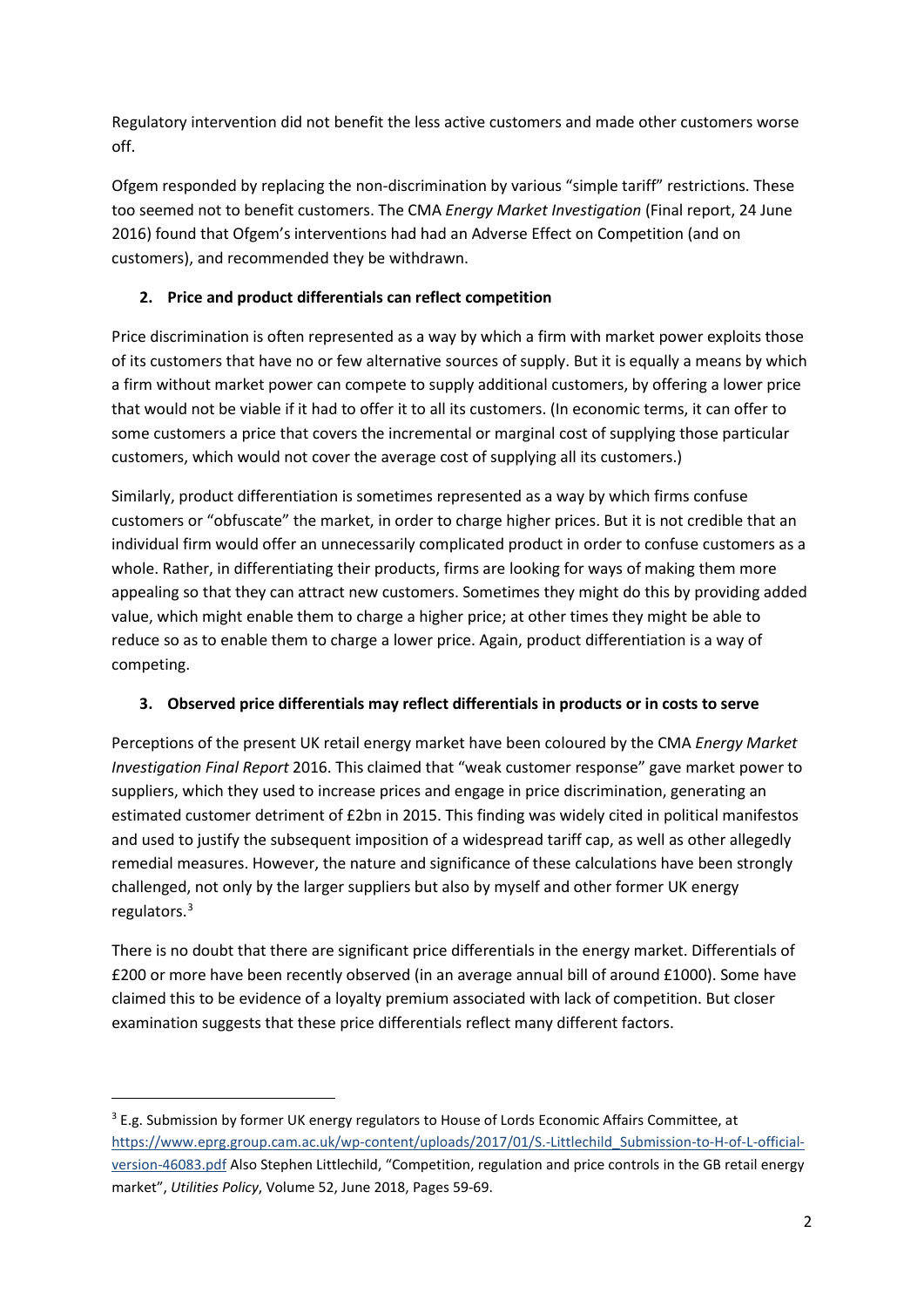Regulatory intervention did not benefit the less active customers and made other customers worse off.

Ofgem responded by replacing the non-discrimination by various "simple tariff" restrictions. These too seemed not to benefit customers. The CMA *Energy Market Investigation* (Final report, 24 June 2016) found that Ofgem's interventions had had an Adverse Effect on Competition (and on customers), and recommended they be withdrawn.

## 2. Price and product differentials can reflect competition

Price discrimination is often represented as a way by which a firm with market power exploits those of its customers that have no or few alternative sources of supply. But it is equally a means by which a firm without market power can compete to supply additional customers, by offering a lower price that would not be viable if it had to offer it to all its customers. (In economic terms, it can offer to some customers a price that covers the incremental or marginal cost of supplying those particular customers, which would not cover the average cost of supplying all its customers.)

Similarly, product differentiation is sometimes represented as a way by which firms confuse customers or "obfuscate" the market, in order to charge higher prices. But it is not credible that an individual firm would offer an unnecessarily complicated product in order to confuse customers as a whole. Rather, in differentiating their products, firms are looking for ways of making them more appealing so that they can attract new customers. Sometimes they might do this by providing added value, which might enable them to charge a higher price; at other times they might be able to reduce so as to enable them to charge a lower price. Again, product differentiation is a way of competing.

## 3. Observed price differentials may reflect differentials in products or in costs to serve

Perceptions of the present UK retail energy market have been coloured by the CMA *Energy Market Investigation Final Report* 2016. This claimed that "weak customer response" gave market power to suppliers, which they used to increase prices and engage in price discrimination, generating an estimated customer detriment of £2bn in 2015. This finding was widely cited in political manifestos and used to justify the subsequent imposition of a widespread tariff cap, as well as other allegedly remedial measures. However, the nature and significance of these calculations have been strongly challenged, not only by the larger suppliers but also by myself and other former UK energy regulators.[3]

There is no doubt that there are significant price differentials in the energy market. Differentials of £200 or more have been recently observed (in an average annual bill of around £1000). Some have claimed this to be evidence of a loyalty premium associated with lack of competition. But closer examination suggests that these price differentials reflect many different factors.

---

[3] E.g. Submission by former UK energy regulators to House of Lords Economic Affairs Committee, at https://www.eprg.group.cam.ac.uk/wp-content/uploads/2017/01/S.-Littlechild_Submission-to-H-of-L-official-version-46083.pdf Also Stephen Littlechild, "Competition, regulation and price controls in the GB retail energy market", *Utilities Policy*, Volume 52, June 2018, Pages 59-69.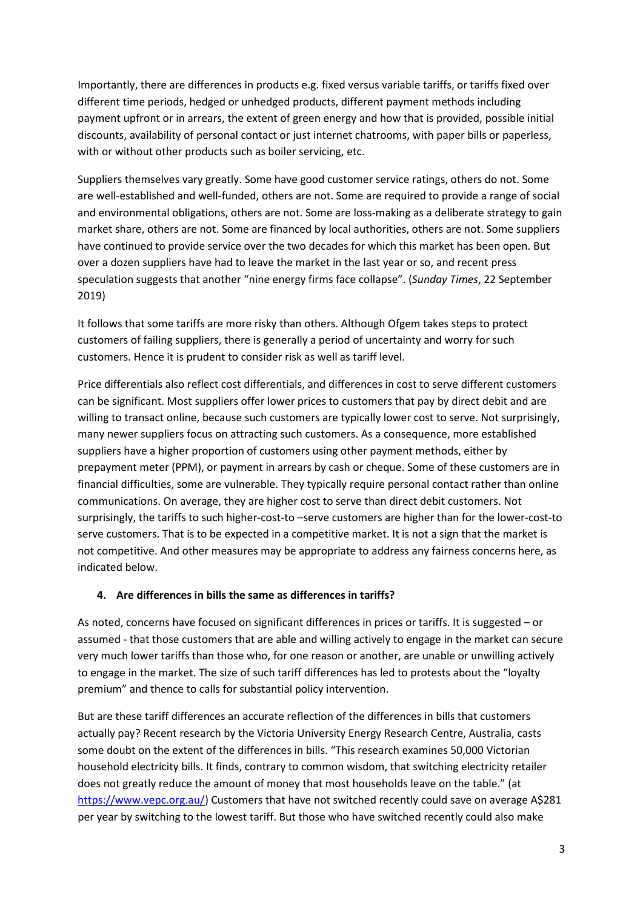Importantly, there are differences in products e.g. fixed versus variable tariffs, or tariffs fixed over different time periods, hedged or unhedged products, different payment methods including payment upfront or in arrears, the extent of green energy and how that is provided, possible initial discounts, availability of personal contact or just internet chatrooms, with paper bills or paperless, with or without other products such as boiler servicing, etc.

Suppliers themselves vary greatly. Some have good customer service ratings, others do not. Some are well-established and well-funded, others are not. Some are required to provide a range of social and environmental obligations, others are not. Some are loss-making as a deliberate strategy to gain market share, others are not. Some are financed by local authorities, others are not. Some suppliers have continued to provide service over the two decades for which this market has been open. But over a dozen suppliers have had to leave the market in the last year or so, and recent press speculation suggests that another "nine energy firms face collapse". (*Sunday Times*, 22 September 2019)

It follows that some tariffs are more risky than others. Although Ofgem takes steps to protect customers of failing suppliers, there is generally a period of uncertainty and worry for such customers. Hence it is prudent to consider risk as well as tariff level.

Price differentials also reflect cost differentials, and differences in cost to serve different customers can be significant. Most suppliers offer lower prices to customers that pay by direct debit and are willing to transact online, because such customers are typically lower cost to serve. Not surprisingly, many newer suppliers focus on attracting such customers. As a consequence, more established suppliers have a higher proportion of customers using other payment methods, either by prepayment meter (PPM), or payment in arrears by cash or cheque. Some of these customers are in financial difficulties, some are vulnerable. They typically require personal contact rather than online communications. On average, they are higher cost to serve than direct debit customers. Not surprisingly, the tariffs to such higher-cost-to –serve customers are higher than for the lower-cost-to serve customers. That is to be expected in a competitive market. It is not a sign that the market is not competitive. And other measures may be appropriate to address any fairness concerns here, as indicated below.

## 4. Are differences in bills the same as differences in tariffs?

As noted, concerns have focused on significant differences in prices or tariffs. It is suggested – or assumed - that those customers that are able and willing actively to engage in the market can secure very much lower tariffs than those who, for one reason or another, are unable or unwilling actively to engage in the market. The size of such tariff differences has led to protests about the "loyalty premium" and thence to calls for substantial policy intervention.

But are these tariff differences an accurate reflection of the differences in bills that customers actually pay? Recent research by the Victoria University Energy Research Centre, Australia, casts some doubt on the extent of the differences in bills. "This research examines 50,000 Victorian household electricity bills. It finds, contrary to common wisdom, that switching electricity retailer does not greatly reduce the amount of money that most households leave on the table." (at https://www.vepc.org.au/) Customers that have not switched recently could save on average A$281 per year by switching to the lowest tariff. But those who have switched recently could also make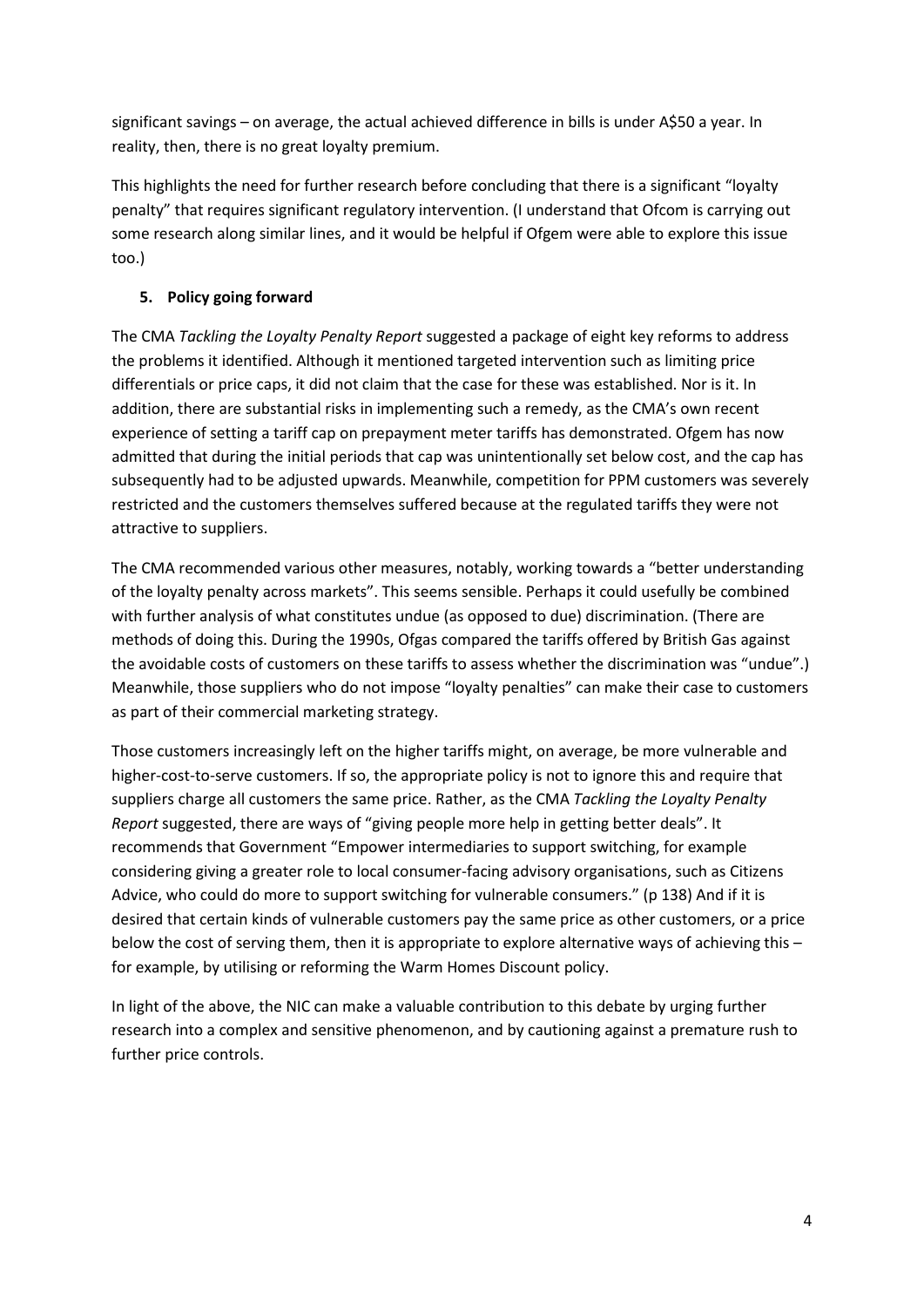significant savings – on average, the actual achieved difference in bills is under A$50 a year. In reality, then, there is no great loyalty premium.

This highlights the need for further research before concluding that there is a significant "loyalty penalty" that requires significant regulatory intervention. (I understand that Ofcom is carrying out some research along similar lines, and it would be helpful if Ofgem were able to explore this issue too.)

## 5. Policy going forward

The CMA *Tackling the Loyalty Penalty Report* suggested a package of eight key reforms to address the problems it identified. Although it mentioned targeted intervention such as limiting price differentials or price caps, it did not claim that the case for these was established. Nor is it. In addition, there are substantial risks in implementing such a remedy, as the CMA's own recent experience of setting a tariff cap on prepayment meter tariffs has demonstrated. Ofgem has now admitted that during the initial periods that cap was unintentionally set below cost, and the cap has subsequently had to be adjusted upwards. Meanwhile, competition for PPM customers was severely restricted and the customers themselves suffered because at the regulated tariffs they were not attractive to suppliers.

The CMA recommended various other measures, notably, working towards a "better understanding of the loyalty penalty across markets". This seems sensible. Perhaps it could usefully be combined with further analysis of what constitutes undue (as opposed to due) discrimination. (There are methods of doing this. During the 1990s, Ofgas compared the tariffs offered by British Gas against the avoidable costs of customers on these tariffs to assess whether the discrimination was "undue".) Meanwhile, those suppliers who do not impose "loyalty penalties" can make their case to customers as part of their commercial marketing strategy.

Those customers increasingly left on the higher tariffs might, on average, be more vulnerable and higher-cost-to-serve customers. If so, the appropriate policy is not to ignore this and require that suppliers charge all customers the same price. Rather, as the CMA *Tackling the Loyalty Penalty Report* suggested, there are ways of "giving people more help in getting better deals". It recommends that Government "Empower intermediaries to support switching, for example considering giving a greater role to local consumer-facing advisory organisations, such as Citizens Advice, who could do more to support switching for vulnerable consumers." (p 138) And if it is desired that certain kinds of vulnerable customers pay the same price as other customers, or a price below the cost of serving them, then it is appropriate to explore alternative ways of achieving this – for example, by utilising or reforming the Warm Homes Discount policy.

In light of the above, the NIC can make a valuable contribution to this debate by urging further research into a complex and sensitive phenomenon, and by cautioning against a premature rush to further price controls.